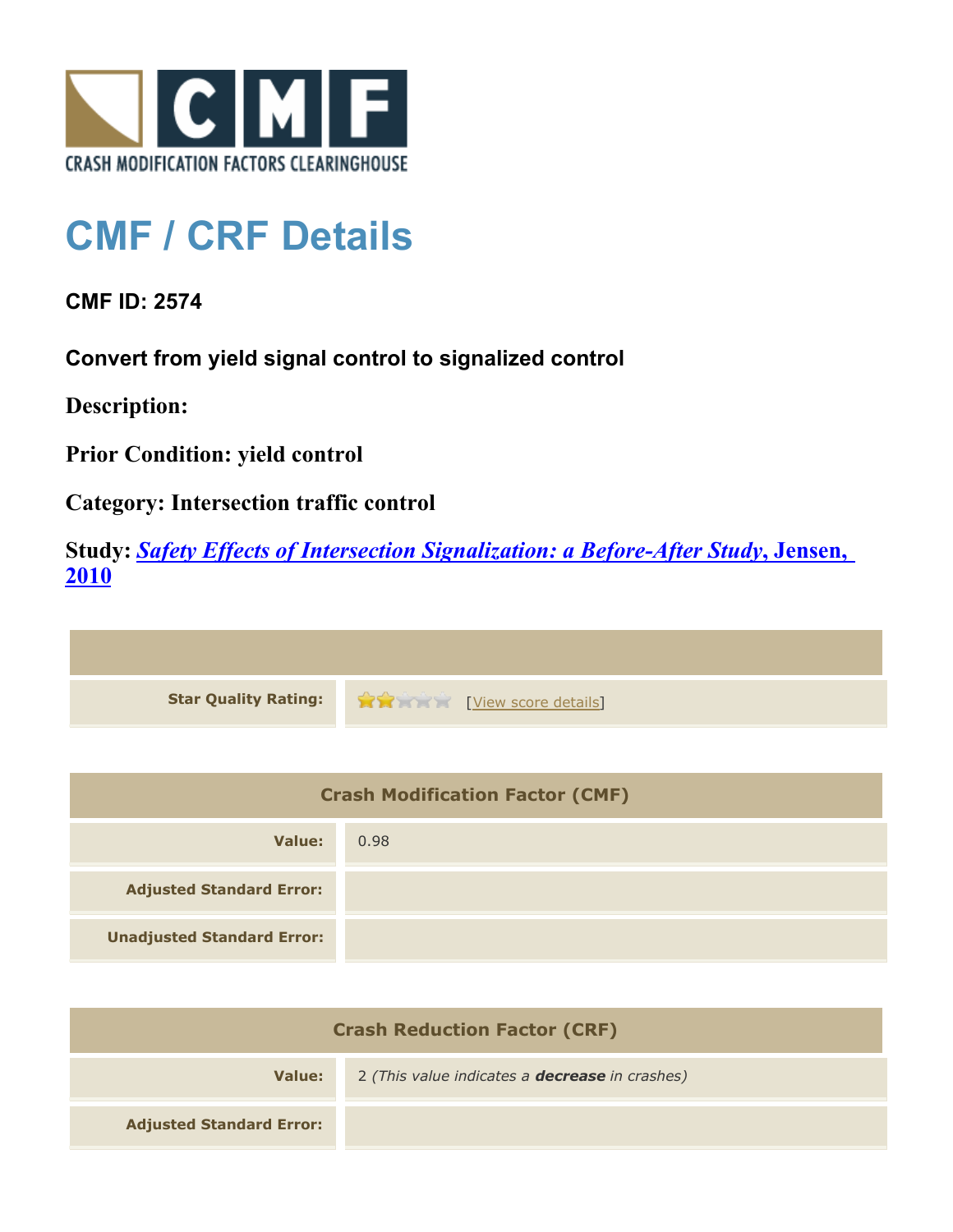CRASH MODIFICATION FACTORS CLEARINGHOUSE

# CMF / CRF Details

**CMF ID: 2574**

**Convert from yield signal control to signalized control**

**Description:**

**Prior Condition: yield control**

**Category: Intersection traffic control**

**Study:** ***Safety Effects of Intersection Signalization: a Before-After Study*, Jensen, 2010**

| | |
|---|---|
| **Star Quality Rating:** | 2 of 5 stars [View score details] |

| Crash Modification Factor (CMF) | |
|---|---|
| **Value:** | 0.98 |
| **Adjusted Standard Error:** | |
| **Unadjusted Standard Error:** | |

| Crash Reduction Factor (CRF) | |
|---|---|
| **Value:** | 2 *(This value indicates a **decrease** in crashes)* |
| **Adjusted Standard Error:** | |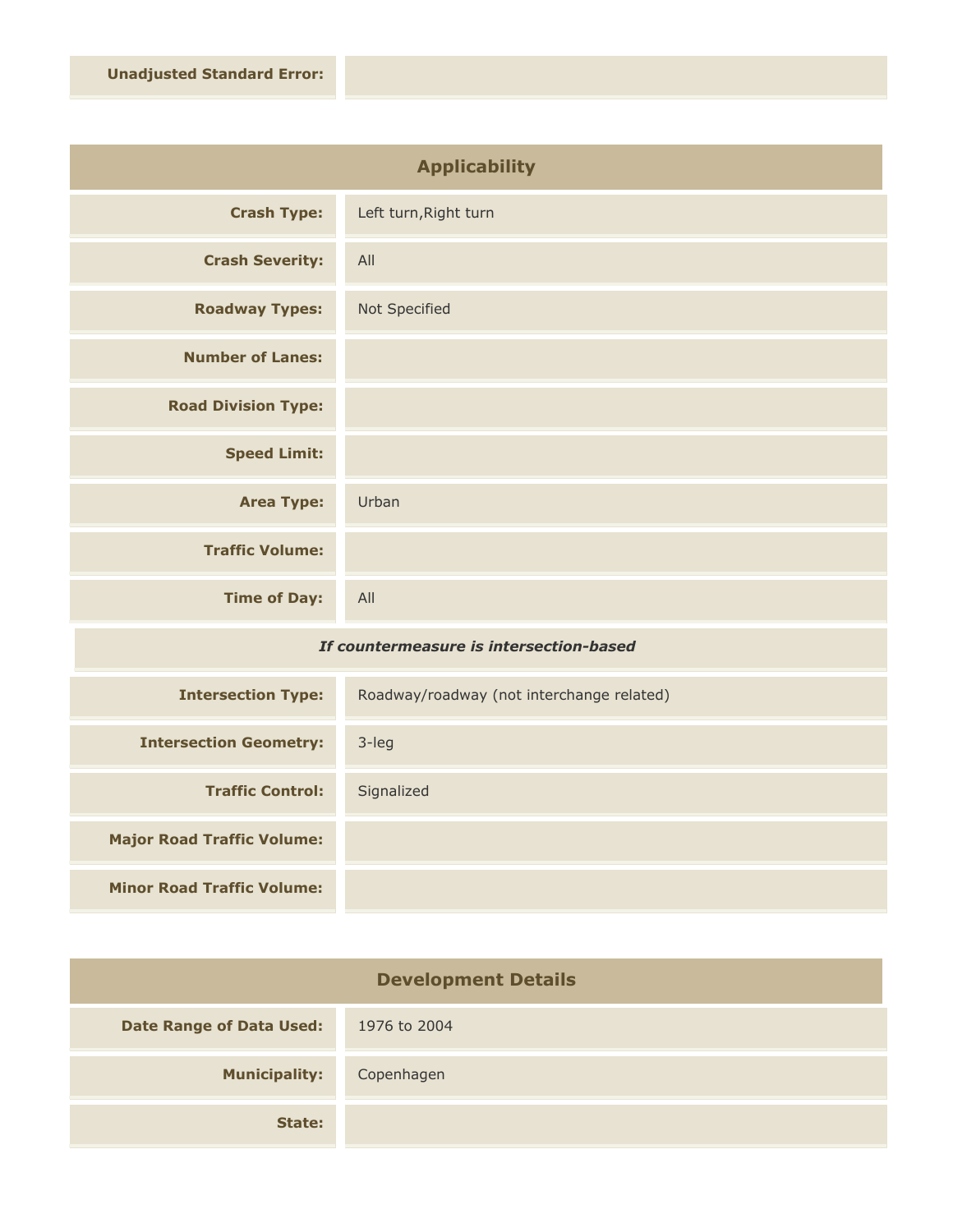| | |
|---|---|
| **Unadjusted Standard Error:** | |

## Applicability

| | |
|---|---|
| **Crash Type:** | Left turn,Right turn |
| **Crash Severity:** | All |
| **Roadway Types:** | Not Specified |
| **Number of Lanes:** | |
| **Road Division Type:** | |
| **Speed Limit:** | |
| **Area Type:** | Urban |
| **Traffic Volume:** | |
| **Time of Day:** | All |

***If countermeasure is intersection-based***

| | |
|---|---|
| **Intersection Type:** | Roadway/roadway (not interchange related) |
| **Intersection Geometry:** | 3-leg |
| **Traffic Control:** | Signalized |
| **Major Road Traffic Volume:** | |
| **Minor Road Traffic Volume:** | |

## Development Details

| | |
|---|---|
| **Date Range of Data Used:** | 1976 to 2004 |
| **Municipality:** | Copenhagen |
| **State:** | |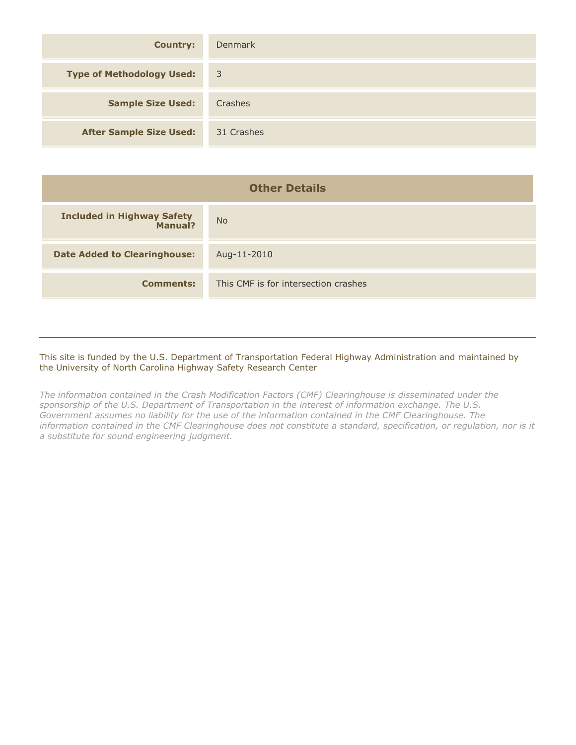| | |
|---|---|
| **Country:** | Denmark |
| **Type of Methodology Used:** | 3 |
| **Sample Size Used:** | Crashes |
| **After Sample Size Used:** | 31 Crashes |

## Other Details

| | |
|---|---|
| **Included in Highway Safety Manual?** | No |
| **Date Added to Clearinghouse:** | Aug-11-2010 |
| **Comments:** | This CMF is for intersection crashes |

---

This site is funded by the U.S. Department of Transportation Federal Highway Administration and maintained by the University of North Carolina Highway Safety Research Center

*The information contained in the Crash Modification Factors (CMF) Clearinghouse is disseminated under the sponsorship of the U.S. Department of Transportation in the interest of information exchange. The U.S. Government assumes no liability for the use of the information contained in the CMF Clearinghouse. The information contained in the CMF Clearinghouse does not constitute a standard, specification, or regulation, nor is it a substitute for sound engineering judgment.*